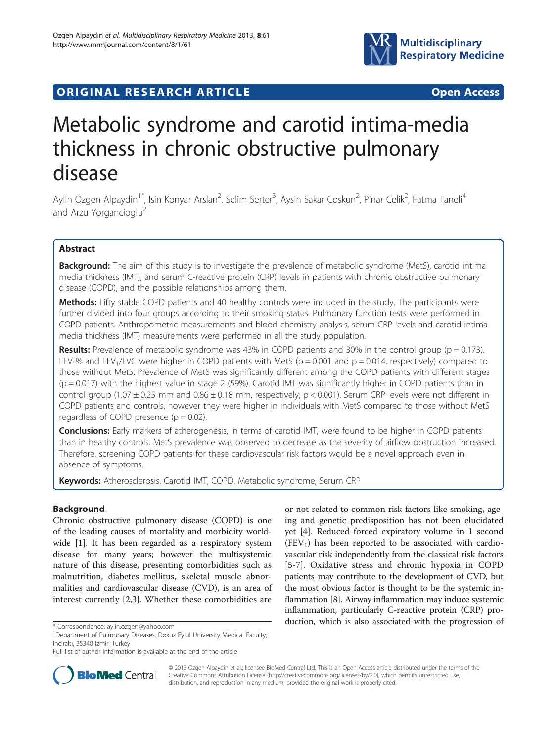**ORIGINAL RESEARCH ARTICLE** **Open Access**

# Metabolic syndrome and carotid intima-media thickness in chronic obstructive pulmonary disease

Aylin Ozgen Alpaydin[1*], Isin Konyar Arslan[2], Selim Serter[3], Aysin Sakar Coskun[2], Pinar Celik[2], Fatma Taneli[4] and Arzu Yorgancioglu[2]

## Abstract

**Background:** The aim of this study is to investigate the prevalence of metabolic syndrome (MetS), carotid intima media thickness (IMT), and serum C-reactive protein (CRP) levels in patients with chronic obstructive pulmonary disease (COPD), and the possible relationships among them.

**Methods:** Fifty stable COPD patients and 40 healthy controls were included in the study. The participants were further divided into four groups according to their smoking status. Pulmonary function tests were performed in COPD patients. Anthropometric measurements and blood chemistry analysis, serum CRP levels and carotid intima-media thickness (IMT) measurements were performed in all the study population.

**Results:** Prevalence of metabolic syndrome was 43% in COPD patients and 30% in the control group ($p = 0.173$). $FEV_1$% and $FEV_1/FVC$ were higher in COPD patients with MetS ($p = 0.001$ and $p = 0.014$, respectively) compared to those without MetS. Prevalence of MetS was significantly different among the COPD patients with different stages ($p = 0.017$) with the highest value in stage 2 (59%). Carotid IMT was significantly higher in COPD patients than in control group ($1.07 \pm 0.25$ mm and $0.86 \pm 0.18$ mm, respectively; $p < 0.001$). Serum CRP levels were not different in COPD patients and controls, however they were higher in individuals with MetS compared to those without MetS regardless of COPD presence ($p = 0.02$).

**Conclusions:** Early markers of atherogenesis, in terms of carotid IMT, were found to be higher in COPD patients than in healthy controls. MetS prevalence was observed to decrease as the severity of airflow obstruction increased. Therefore, screening COPD patients for these cardiovascular risk factors would be a novel approach even in absence of symptoms.

**Keywords:** Atherosclerosis, Carotid IMT, COPD, Metabolic syndrome, Serum CRP

## Background

Chronic obstructive pulmonary disease (COPD) is one of the leading causes of mortality and morbidity worldwide [1]. It has been regarded as a respiratory system disease for many years; however the multisystemic nature of this disease, presenting comorbidities such as malnutrition, diabetes mellitus, skeletal muscle abnormalities and cardiovascular disease (CVD), is an area of interest currently [2,3]. Whether these comorbidities are or not related to common risk factors like smoking, ageing and genetic predisposition has not been elucidated yet [4]. Reduced forced expiratory volume in 1 second ($FEV_1$) has been reported to be associated with cardiovascular risk independently from the classical risk factors [5-7]. Oxidative stress and chronic hypoxia in COPD patients may contribute to the development of CVD, but the most obvious factor is thought to be the systemic inflammation [8]. Airway inflammation may induce systemic inflammation, particularly C-reactive protein (CRP) production, which is also associated with the progression of

* Correspondence: aylin.ozgen@yahoo.com
[1]Department of Pulmonary Diseases, Dokuz Eylul University Medical Faculty, Inciraltı, 35340 Izmir, Turkey
Full list of author information is available at the end of the article

© 2013 Ozgen Alpaydin et al.; licensee BioMed Central Ltd. This is an Open Access article distributed under the terms of the Creative Commons Attribution License (http://creativecommons.org/licenses/by/2.0), which permits unrestricted use, distribution, and reproduction in any medium, provided the original work is properly cited.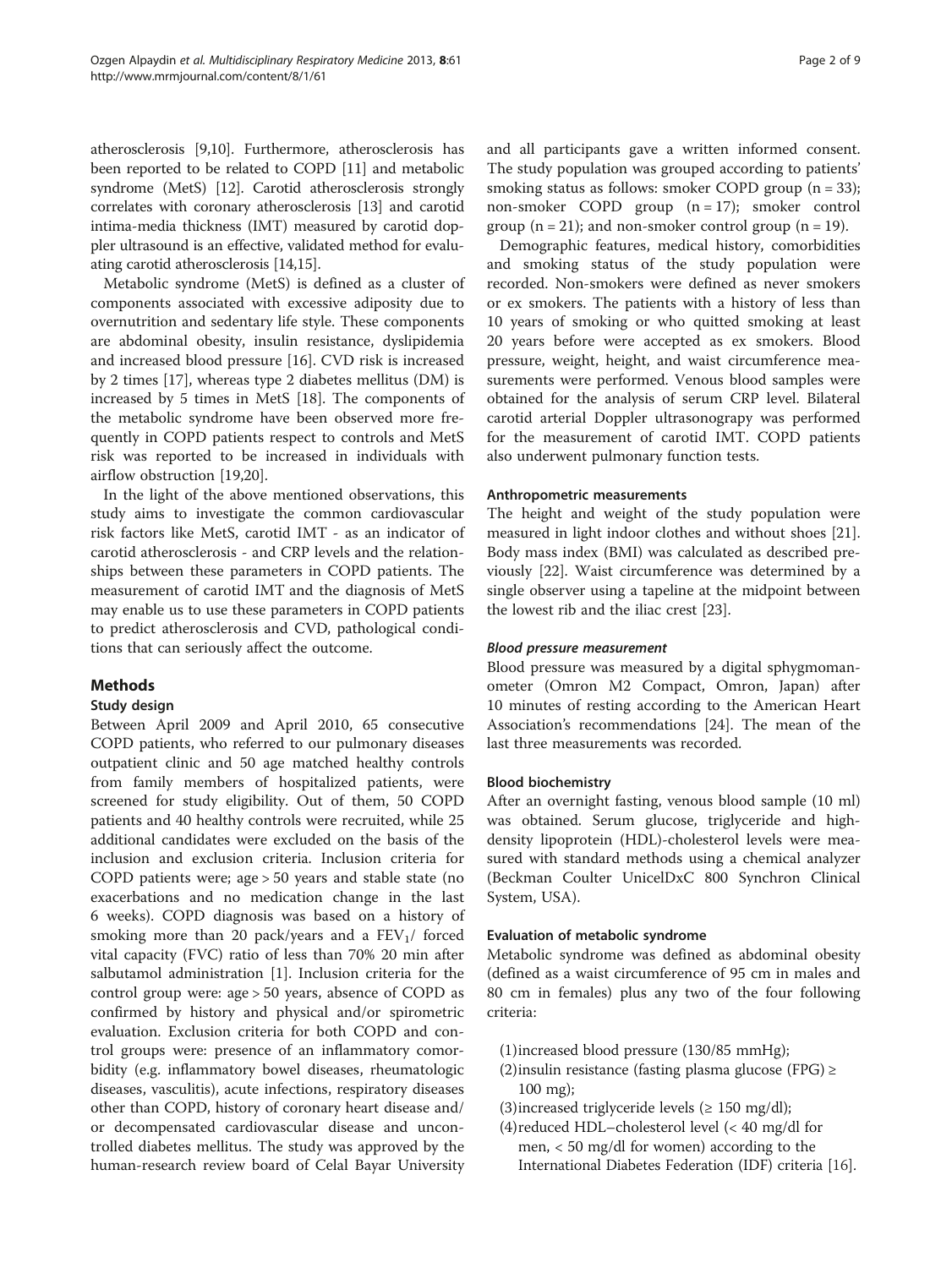atherosclerosis [9,10]. Furthermore, atherosclerosis has been reported to be related to COPD [11] and metabolic syndrome (MetS) [12]. Carotid atherosclerosis strongly correlates with coronary atherosclerosis [13] and carotid intima-media thickness (IMT) measured by carotid doppler ultrasound is an effective, validated method for evaluating carotid atherosclerosis [14,15].

Metabolic syndrome (MetS) is defined as a cluster of components associated with excessive adiposity due to overnutrition and sedentary life style. These components are abdominal obesity, insulin resistance, dyslipidemia and increased blood pressure [16]. CVD risk is increased by 2 times [17], whereas type 2 diabetes mellitus (DM) is increased by 5 times in MetS [18]. The components of the metabolic syndrome have been observed more frequently in COPD patients respect to controls and MetS risk was reported to be increased in individuals with airflow obstruction [19,20].

In the light of the above mentioned observations, this study aims to investigate the common cardiovascular risk factors like MetS, carotid IMT - as an indicator of carotid atherosclerosis - and CRP levels and the relationships between these parameters in COPD patients. The measurement of carotid IMT and the diagnosis of MetS may enable us to use these parameters in COPD patients to predict atherosclerosis and CVD, pathological conditions that can seriously affect the outcome.

## Methods

### Study design

Between April 2009 and April 2010, 65 consecutive COPD patients, who referred to our pulmonary diseases outpatient clinic and 50 age matched healthy controls from family members of hospitalized patients, were screened for study eligibility. Out of them, 50 COPD patients and 40 healthy controls were recruited, while 25 additional candidates were excluded on the basis of the inclusion and exclusion criteria. Inclusion criteria for COPD patients were; age > 50 years and stable state (no exacerbations and no medication change in the last 6 weeks). COPD diagnosis was based on a history of smoking more than 20 pack/years and a $FEV_1$/ forced vital capacity (FVC) ratio of less than 70% 20 min after salbutamol administration [1]. Inclusion criteria for the control group were: age > 50 years, absence of COPD as confirmed by history and physical and/or spirometric evaluation. Exclusion criteria for both COPD and control groups were: presence of an inflammatory comorbidity (e.g. inflammatory bowel diseases, rheumatologic diseases, vasculitis), acute infections, respiratory diseases other than COPD, history of coronary heart disease and/or decompensated cardiovascular disease and uncontrolled diabetes mellitus. The study was approved by the human-research review board of Celal Bayar University and all participants gave a written informed consent. The study population was grouped according to patients' smoking status as follows: smoker COPD group (n = 33); non-smoker COPD group (n = 17); smoker control group (n = 21); and non-smoker control group (n = 19).

Demographic features, medical history, comorbidities and smoking status of the study population were recorded. Non-smokers were defined as never smokers or ex smokers. The patients with a history of less than 10 years of smoking or who quitted smoking at least 20 years before were accepted as ex smokers. Blood pressure, weight, height, and waist circumference measurements were performed. Venous blood samples were obtained for the analysis of serum CRP level. Bilateral carotid arterial Doppler ultrasonograpy was performed for the measurement of carotid IMT. COPD patients also underwent pulmonary function tests.

### Anthropometric measurements

The height and weight of the study population were measured in light indoor clothes and without shoes [21]. Body mass index (BMI) was calculated as described previously [22]. Waist circumference was determined by a single observer using a tapeline at the midpoint between the lowest rib and the iliac crest [23].

#### *Blood pressure measurement*

Blood pressure was measured by a digital sphygmomanometer (Omron M2 Compact, Omron, Japan) after 10 minutes of resting according to the American Heart Association's recommendations [24]. The mean of the last three measurements was recorded.

### Blood biochemistry

After an overnight fasting, venous blood sample (10 ml) was obtained. Serum glucose, triglyceride and high-density lipoprotein (HDL)-cholesterol levels were measured with standard methods using a chemical analyzer (Beckman Coulter UnicelDxC 800 Synchron Clinical System, USA).

### Evaluation of metabolic syndrome

Metabolic syndrome was defined as abdominal obesity (defined as a waist circumference of 95 cm in males and 80 cm in females) plus any two of the four following criteria:

(1) increased blood pressure (130/85 mmHg);
(2) insulin resistance (fasting plasma glucose (FPG) ≥ 100 mg);
(3) increased triglyceride levels (≥ 150 mg/dl);
(4) reduced HDL–cholesterol level (< 40 mg/dl for men, < 50 mg/dl for women) according to the International Diabetes Federation (IDF) criteria [16].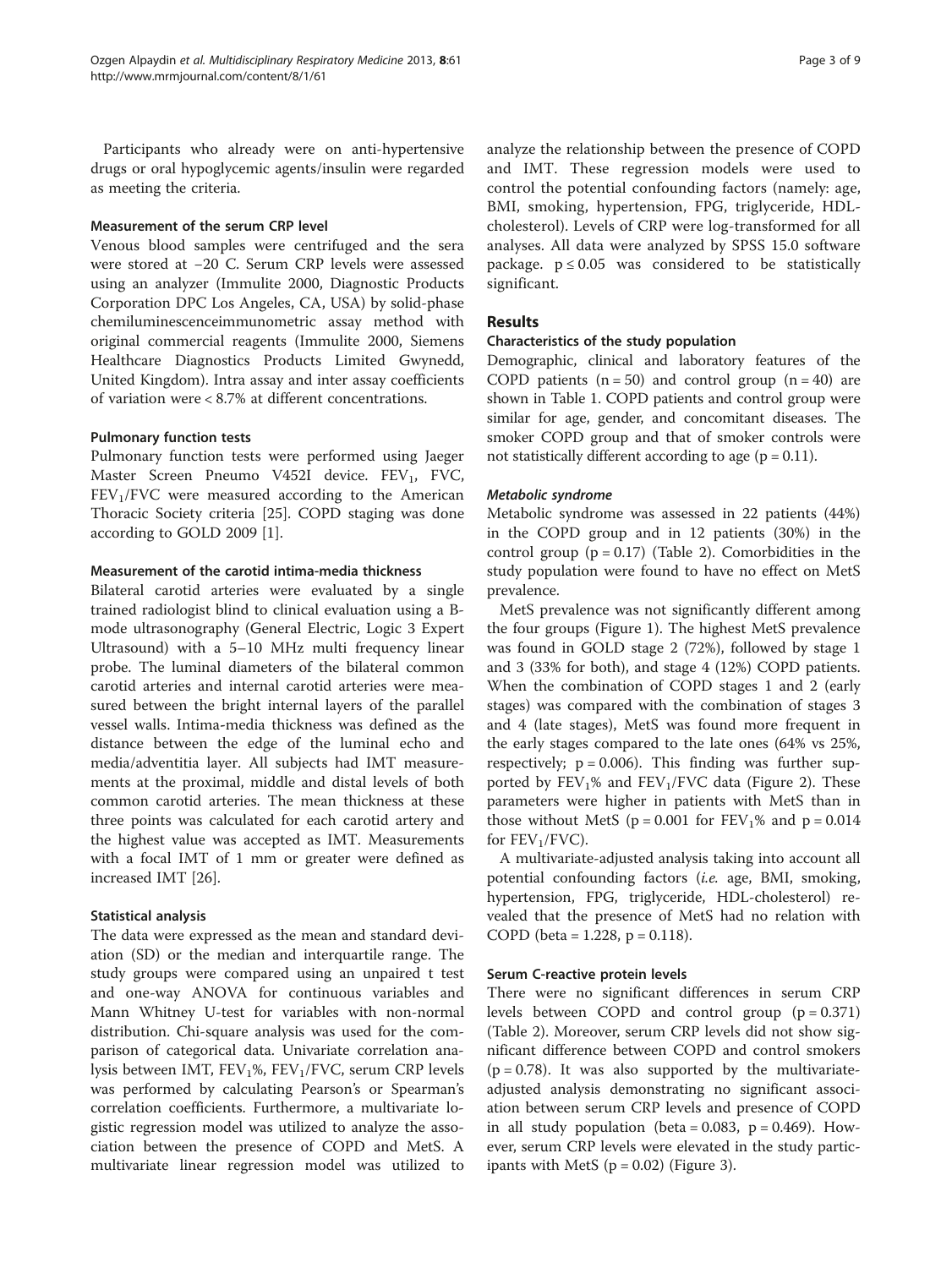Participants who already were on anti-hypertensive drugs or oral hypoglycemic agents/insulin were regarded as meeting the criteria.

#### Measurement of the serum CRP level

Venous blood samples were centrifuged and the sera were stored at −20 C. Serum CRP levels were assessed using an analyzer (Immulite 2000, Diagnostic Products Corporation DPC Los Angeles, CA, USA) by solid-phase chemiluminescenceimmunometric assay method with original commercial reagents (Immulite 2000, Siemens Healthcare Diagnostics Products Limited Gwynedd, United Kingdom). Intra assay and inter assay coefficients of variation were < 8.7% at different concentrations.

#### Pulmonary function tests

Pulmonary function tests were performed using Jaeger Master Screen Pneumo V452I device. $FEV_1$, FVC, $FEV_1$/FVC were measured according to the American Thoracic Society criteria [25]. COPD staging was done according to GOLD 2009 [1].

#### Measurement of the carotid intima-media thickness

Bilateral carotid arteries were evaluated by a single trained radiologist blind to clinical evaluation using a B-mode ultrasonography (General Electric, Logic 3 Expert Ultrasound) with a 5–10 MHz multi frequency linear probe. The luminal diameters of the bilateral common carotid arteries and internal carotid arteries were measured between the bright internal layers of the parallel vessel walls. Intima-media thickness was defined as the distance between the edge of the luminal echo and media/adventitia layer. All subjects had IMT measurements at the proximal, middle and distal levels of both common carotid arteries. The mean thickness at these three points was calculated for each carotid artery and the highest value was accepted as IMT. Measurements with a focal IMT of 1 mm or greater were defined as increased IMT [26].

#### Statistical analysis

The data were expressed as the mean and standard deviation (SD) or the median and interquartile range. The study groups were compared using an unpaired t test and one-way ANOVA for continuous variables and Mann Whitney U-test for variables with non-normal distribution. Chi-square analysis was used for the comparison of categorical data. Univariate correlation analysis between IMT, $FEV_1$%, $FEV_1$/FVC, serum CRP levels was performed by calculating Pearson's or Spearman's correlation coefficients. Furthermore, a multivariate logistic regression model was utilized to analyze the association between the presence of COPD and MetS. A multivariate linear regression model was utilized to analyze the relationship between the presence of COPD and IMT. These regression models were used to control the potential confounding factors (namely: age, BMI, smoking, hypertension, FPG, triglyceride, HDL-cholesterol). Levels of CRP were log-transformed for all analyses. All data were analyzed by SPSS 15.0 software package. $p \leq 0.05$ was considered to be statistically significant.

## Results

#### Characteristics of the study population

Demographic, clinical and laboratory features of the COPD patients (n = 50) and control group (n = 40) are shown in Table 1. COPD patients and control group were similar for age, gender, and concomitant diseases. The smoker COPD group and that of smoker controls were not statistically different according to age (p = 0.11).

##### *Metabolic syndrome*

Metabolic syndrome was assessed in 22 patients (44%) in the COPD group and in 12 patients (30%) in the control group (p = 0.17) (Table 2). Comorbidities in the study population were found to have no effect on MetS prevalence.

MetS prevalence was not significantly different among the four groups (Figure 1). The highest MetS prevalence was found in GOLD stage 2 (72%), followed by stage 1 and 3 (33% for both), and stage 4 (12%) COPD patients. When the combination of COPD stages 1 and 2 (early stages) was compared with the combination of stages 3 and 4 (late stages), MetS was found more frequent in the early stages compared to the late ones (64% vs 25%, respectively; p = 0.006). This finding was further supported by $FEV_1$% and $FEV_1$/FVC data (Figure 2). These parameters were higher in patients with MetS than in those without MetS (p = 0.001 for $FEV_1$% and p = 0.014 for $FEV_1$/FVC).

A multivariate-adjusted analysis taking into account all potential confounding factors (*i.e.* age, BMI, smoking, hypertension, FPG, triglyceride, HDL-cholesterol) revealed that the presence of MetS had no relation with COPD (beta = 1.228, p = 0.118).

#### Serum C-reactive protein levels

There were no significant differences in serum CRP levels between COPD and control group (p = 0.371) (Table 2). Moreover, serum CRP levels did not show significant difference between COPD and control smokers (p = 0.78). It was also supported by the multivariate-adjusted analysis demonstrating no significant association between serum CRP levels and presence of COPD in all study population (beta = 0.083, p = 0.469). However, serum CRP levels were elevated in the study participants with MetS (p = 0.02) (Figure 3).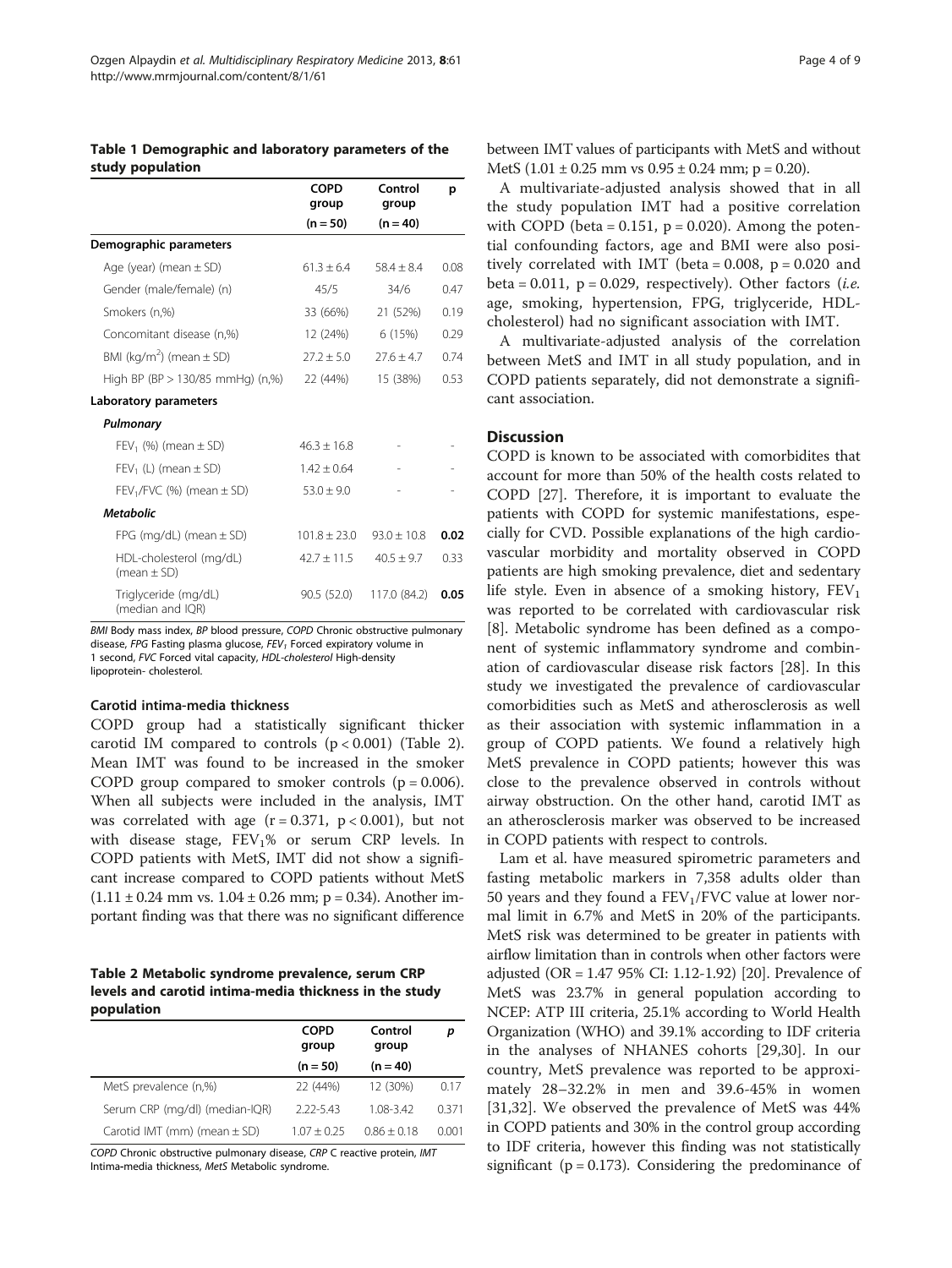**Table 1 Demographic and laboratory parameters of the study population**

| | COPD group (n = 50) | Control group (n = 40) | p |
|---|---|---|---|
| **Demographic parameters** | | | |
| Age (year) (mean ± SD) | 61.3 ± 6.4 | 58.4 ± 8.4 | 0.08 |
| Gender (male/female) (n) | 45/5 | 34/6 | 0.47 |
| Smokers (n,%) | 33 (66%) | 21 (52%) | 0.19 |
| Concomitant disease (n,%) | 12 (24%) | 6 (15%) | 0.29 |
| BMI (kg/m$^2$) (mean ± SD) | 27.2 ± 5.0 | 27.6 ± 4.7 | 0.74 |
| High BP (BP > 130/85 mmHg) (n,%) | 22 (44%) | 15 (38%) | 0.53 |
| **Laboratory parameters** | | | |
| ***Pulmonary*** | | | |
| $FEV_1$ (%) (mean ± SD) | 46.3 ± 16.8 | - | - |
| $FEV_1$ (L) (mean ± SD) | 1.42 ± 0.64 | - | - |
| $FEV_1$/FVC (%) (mean ± SD) | 53.0 ± 9.0 | - | - |
| ***Metabolic*** | | | |
| FPG (mg/dL) (mean ± SD) | 101.8 ± 23.0 | 93.0 ± 10.8 | **0.02** |
| HDL-cholesterol (mg/dL) (mean ± SD) | 42.7 ± 11.5 | 40.5 ± 9.7 | 0.33 |
| Triglyceride (mg/dL) (median and IQR) | 90.5 (52.0) | 117.0 (84.2) | **0.05** |

*BMI* Body mass index, *BP* blood pressure, *COPD* Chronic obstructive pulmonary disease, *FPG* Fasting plasma glucose, *$FEV_1$* Forced expiratory volume in 1 second, *FVC* Forced vital capacity, *HDL-cholesterol* High-density lipoprotein- cholesterol.

### Carotid intima-media thickness

COPD group had a statistically significant thicker carotid IM compared to controls ($p < 0.001$) (Table 2). Mean IMT was found to be increased in the smoker COPD group compared to smoker controls ($p = 0.006$). When all subjects were included in the analysis, IMT was correlated with age ($r = 0.371$, $p < 0.001$), but not with disease stage, $FEV_1$% or serum CRP levels. In COPD patients with MetS, IMT did not show a significant increase compared to COPD patients without MetS (1.11 ± 0.24 mm vs. 1.04 ± 0.26 mm; $p = 0.34$). Another important finding was that there was no significant difference between IMT values of participants with MetS and without MetS (1.01 ± 0.25 mm vs 0.95 ± 0.24 mm; $p = 0.20$).

A multivariate-adjusted analysis showed that in all the study population IMT had a positive correlation with COPD (beta = 0.151, $p = 0.020$). Among the potential confounding factors, age and BMI were also positively correlated with IMT (beta = 0.008, $p = 0.020$ and beta = 0.011, $p = 0.029$, respectively). Other factors (*i.e.* age, smoking, hypertension, FPG, triglyceride, HDL-cholesterol) had no significant association with IMT.

A multivariate-adjusted analysis of the correlation between MetS and IMT in all study population, and in COPD patients separately, did not demonstrate a significant association.

**Table 2 Metabolic syndrome prevalence, serum CRP levels and carotid intima-media thickness in the study population**

| | COPD group (n = 50) | Control group (n = 40) | *p* |
|---|---|---|---|
| MetS prevalence (n,%) | 22 (44%) | 12 (30%) | 0.17 |
| Serum CRP (mg/dl) (median-IQR) | 2.22-5.43 | 1.08-3.42 | 0.371 |
| Carotid IMT (mm) (mean ± SD) | 1.07 ± 0.25 | 0.86 ± 0.18 | 0.001 |

*COPD* Chronic obstructive pulmonary disease, *CRP* C reactive protein, *IMT* Intima-media thickness, *MetS* Metabolic syndrome.

## Discussion

COPD is known to be associated with comorbidites that account for more than 50% of the health costs related to COPD [27]. Therefore, it is important to evaluate the patients with COPD for systemic manifestations, especially for CVD. Possible explanations of the high cardiovascular morbidity and mortality observed in COPD patients are high smoking prevalence, diet and sedentary life style. Even in absence of a smoking history, $FEV_1$ was reported to be correlated with cardiovascular risk [8]. Metabolic syndrome has been defined as a component of systemic inflammatory syndrome and combination of cardiovascular disease risk factors [28]. In this study we investigated the prevalence of cardiovascular comorbidities such as MetS and atherosclerosis as well as their association with systemic inflammation in a group of COPD patients. We found a relatively high MetS prevalence in COPD patients; however this was close to the prevalence observed in controls without airway obstruction. On the other hand, carotid IMT as an atherosclerosis marker was observed to be increased in COPD patients with respect to controls.

Lam et al. have measured spirometric parameters and fasting metabolic markers in 7,358 adults older than 50 years and they found a $FEV_1$/FVC value at lower normal limit in 6.7% and MetS in 20% of the participants. MetS risk was determined to be greater in patients with airflow limitation than in controls when other factors were adjusted (OR = 1.47 95% CI: 1.12-1.92) [20]. Prevalence of MetS was 23.7% in general population according to NCEP: ATP III criteria, 25.1% according to World Health Organization (WHO) and 39.1% according to IDF criteria in the analyses of NHANES cohorts [29,30]. In our country, MetS prevalence was reported to be approximately 28–32.2% in men and 39.6-45% in women [31,32]. We observed the prevalence of MetS was 44% in COPD patients and 30% in the control group according to IDF criteria, however this finding was not statistically significant ($p = 0.173$). Considering the predominance of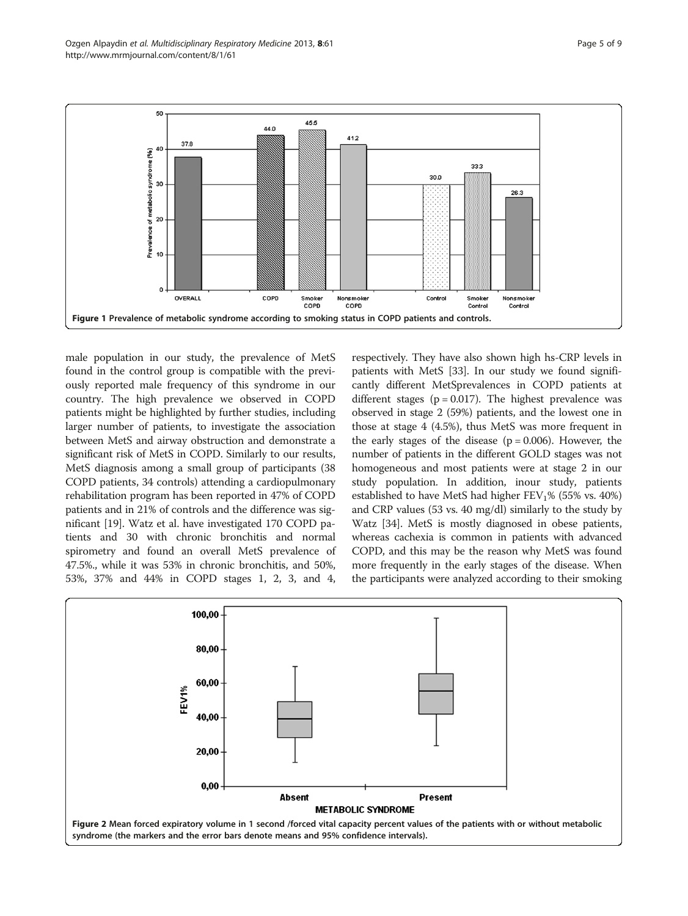Figure 1 Prevalence of metabolic syndrome according to smoking status in COPD patients and controls.

male population in our study, the prevalence of MetS found in the control group is compatible with the previously reported male frequency of this syndrome in our country. The high prevalence we observed in COPD patients might be highlighted by further studies, including larger number of patients, to investigate the association between MetS and airway obstruction and demonstrate a significant risk of MetS in COPD. Similarly to our results, MetS diagnosis among a small group of participants (38 COPD patients, 34 controls) attending a cardiopulmonary rehabilitation program has been reported in 47% of COPD patients and in 21% of controls and the difference was significant [19]. Watz et al. have investigated 170 COPD patients and 30 with chronic bronchitis and normal spirometry and found an overall MetS prevalence of 47.5%., while it was 53% in chronic bronchitis, and 50%, 53%, 37% and 44% in COPD stages 1, 2, 3, and 4, respectively. They have also shown high hs-CRP levels in patients with MetS [33]. In our study we found significantly different MetSprevalences in COPD patients at different stages ($p = 0.017$). The highest prevalence was observed in stage 2 (59%) patients, and the lowest one in those at stage 4 (4.5%), thus MetS was more frequent in the early stages of the disease ($p = 0.006$). However, the number of patients in the different GOLD stages was not homogeneous and most patients were at stage 2 in our study population. In addition, inour study, patients established to have MetS had higher $FEV_1$% (55% vs. 40%) and CRP values (53 vs. 40 mg/dl) similarly to the study by Watz [34]. MetS is mostly diagnosed in obese patients, whereas cachexia is common in patients with advanced COPD, and this may be the reason why MetS was found more frequently in the early stages of the disease. When the participants were analyzed according to their smoking

Figure 2 Mean forced expiratory volume in 1 second /forced vital capacity percent values of the patients with or without metabolic syndrome (the markers and the error bars denote means and 95% confidence intervals).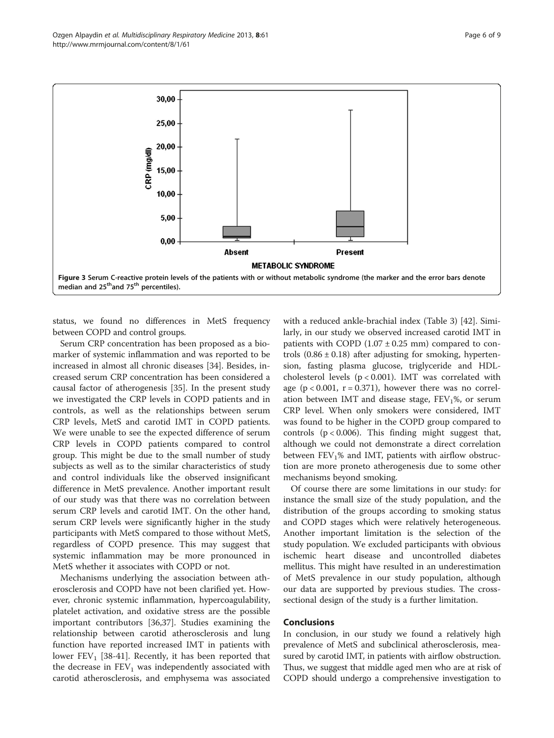Figure 3 Serum C-reactive protein levels of the patients with or without metabolic syndrome (the marker and the error bars denote median and 25[th]and 75[th] percentiles).

status, we found no differences in MetS frequency between COPD and control groups.

Serum CRP concentration has been proposed as a biomarker of systemic inflammation and was reported to be increased in almost all chronic diseases [34]. Besides, increased serum CRP concentration has been considered a causal factor of atherogenesis [35]. In the present study we investigated the CRP levels in COPD patients and in controls, as well as the relationships between serum CRP levels, MetS and carotid IMT in COPD patients. We were unable to see the expected difference of serum CRP levels in COPD patients compared to control group. This might be due to the small number of study subjects as well as to the similar characteristics of study and control individuals like the observed insignificant difference in MetS prevalence. Another important result of our study was that there was no correlation between serum CRP levels and carotid IMT. On the other hand, serum CRP levels were significantly higher in the study participants with MetS compared to those without MetS, regardless of COPD presence. This may suggest that systemic inflammation may be more pronounced in MetS whether it associates with COPD or not.

Mechanisms underlying the association between atherosclerosis and COPD have not been clarified yet. However, chronic systemic inflammation, hypercoagulability, platelet activation, and oxidative stress are the possible important contributors [36,37]. Studies examining the relationship between carotid atherosclerosis and lung function have reported increased IMT in patients with lower $FEV_1$ [38-41]. Recently, it has been reported that the decrease in $FEV_1$ was independently associated with carotid atherosclerosis, and emphysema was associated with a reduced ankle-brachial index (Table 3) [42]. Similarly, in our study we observed increased carotid IMT in patients with COPD ($1.07 \pm 0.25$ mm) compared to controls ($0.86 \pm 0.18$) after adjusting for smoking, hypertension, fasting plasma glucose, triglyceride and HDL-cholesterol levels ($p < 0.001$). IMT was correlated with age ($p < 0.001$, $r = 0.371$), however there was no correlation between IMT and disease stage, $FEV_1$%, or serum CRP level. When only smokers were considered, IMT was found to be higher in the COPD group compared to controls ($p < 0.006$). This finding might suggest that, although we could not demonstrate a direct correlation between $FEV_1$% and IMT, patients with airflow obstruction are more proneto atherogenesis due to some other mechanisms beyond smoking.

Of course there are some limitations in our study: for instance the small size of the study population, and the distribution of the groups according to smoking status and COPD stages which were relatively heterogeneous. Another important limitation is the selection of the study population. We excluded participants with obvious ischemic heart disease and uncontrolled diabetes mellitus. This might have resulted in an underestimation of MetS prevalence in our study population, although our data are supported by previous studies. The cross-sectional design of the study is a further limitation.

## Conclusions

In conclusion, in our study we found a relatively high prevalence of MetS and subclinical atherosclerosis, measured by carotid IMT, in patients with airflow obstruction. Thus, we suggest that middle aged men who are at risk of COPD should undergo a comprehensive investigation to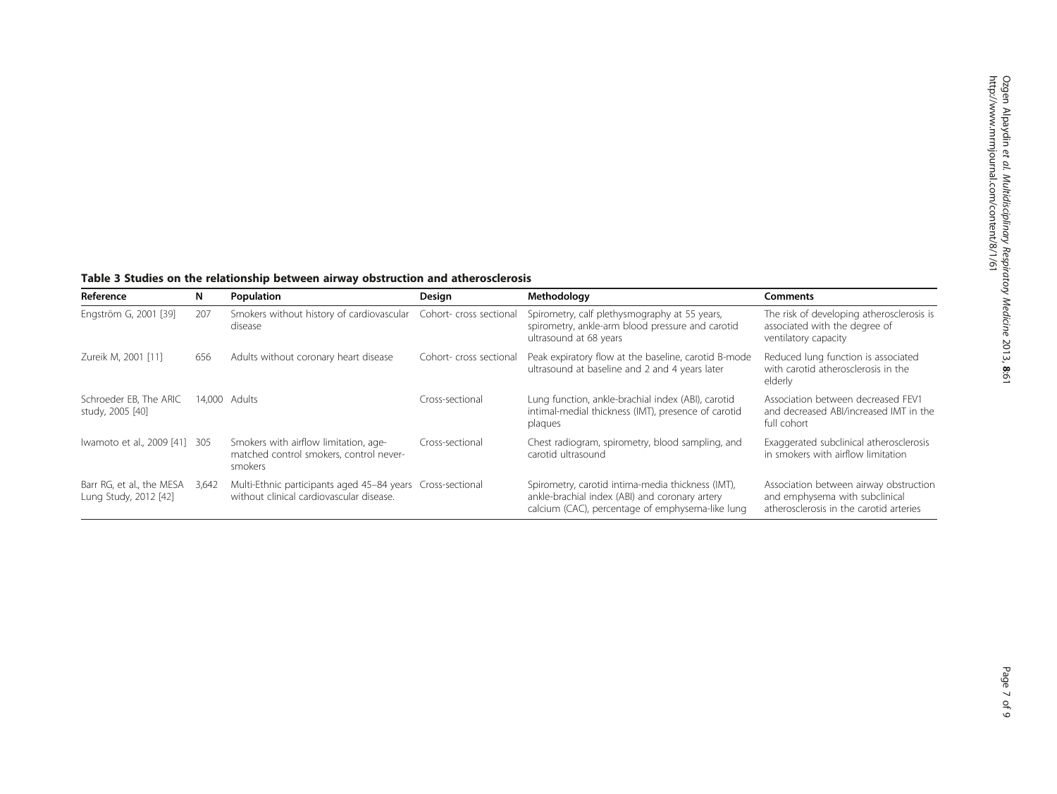**Table 3 Studies on the relationship between airway obstruction and atherosclerosis**

| Reference | N | Population | Design | Methodology | Comments |
|---|---|---|---|---|---|
| Engström G, 2001 [39] | 207 | Smokers without history of cardiovascular disease | Cohort- cross sectional | Spirometry, calf plethysmography at 55 years, spirometry, ankle-arm blood pressure and carotid ultrasound at 68 years | The risk of developing atherosclerosis is associated with the degree of ventilatory capacity |
| Zureik M, 2001 [11] | 656 | Adults without coronary heart disease | Cohort- cross sectional | Peak expiratory flow at the baseline, carotid B-mode ultrasound at baseline and 2 and 4 years later | Reduced lung function is associated with carotid atherosclerosis in the elderly |
| Schroeder EB, The ARIC study, 2005 [40] | 14,000 | Adults | Cross-sectional | Lung function, ankle-brachial index (ABI), carotid intimal-medial thickness (IMT), presence of carotid plaques | Association between decreased FEV1 and decreased ABI/increased IMT in the full cohort |
| Iwamoto et al., 2009 [41] | 305 | Smokers with airflow limitation, age-matched control smokers, control never-smokers | Cross-sectional | Chest radiogram, spirometry, blood sampling, and carotid ultrasound | Exaggerated subclinical atherosclerosis in smokers with airflow limitation |
| Barr RG, et al., the MESA Lung Study, 2012 [42] | 3,642 | Multi-Ethnic participants aged 45–84 years without clinical cardiovascular disease. | Cross-sectional | Spirometry, carotid intima-media thickness (IMT), ankle-brachial index (ABI) and coronary artery calcium (CAC), percentage of emphysema-like lung | Association between airway obstruction and emphysema with subclinical atherosclerosis in the carotid arteries |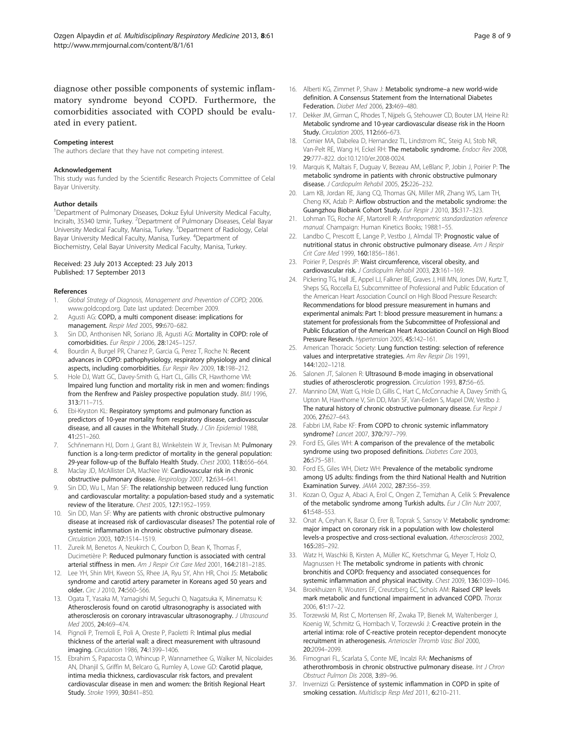diagnose other possible components of systemic inflammatory syndrome beyond COPD. Furthermore, the comorbidities associated with COPD should be evaluated in every patient.

#### Competing interest

The authors declare that they have not competing interest.

#### Acknowledgement

This study was funded by the Scientific Research Projects Committee of Celal Bayar University.

#### Author details

[1]Department of Pulmonary Diseases, Dokuz Eylul University Medical Faculty, Inciraltı, 35340 Izmir, Turkey. [2]Department of Pulmonary Diseases, Celal Bayar University Medical Faculty, Manisa, Turkey. [3]Department of Radiology, Celal Bayar University Medical Faculty, Manisa, Turkey. [4]Department of Biochemistry, Celal Bayar University Medical Faculty, Manisa, Turkey.

Received: 23 July 2013 Accepted: 23 July 2013
Published: 17 September 2013

#### References

1. *Global Strategy of Diagnosis, Management and Prevention of COPD;* 2006. www.goldcopd.org. Date last updated: December 2009.
2. Agusti AG: **COPD, a multi component disease: implications for management.** *Respir Med* 2005, **99:**670–682.
3. Sin DD, Anthonisen NR, Soriano JB, Agusti AG: **Mortality in COPD: role of comorbidities.** *Eur Respir J* 2006, **28:**1245–1257.
4. Bourdin A, Burgel PR, Chanez P, Garcia G, Perez T, Roche N: **Recent advances in COPD: pathophysiology, respiratory physiology and clinical aspects, including comorbidities.** *Eur Respir Rev* 2009, **18:**198–212.
5. Hole DJ, Watt GC, Davey-Smith G, Hart CL, Gillis CR, Hawthorne VM: **Impaired lung function and mortality risk in men and women: findings from the Renfrew and Paisley prospective population study.** *BMJ* 1996, **313:**711–715.
6. Ebi-Kryston KL: **Respiratory symptoms and pulmonary function as predictors of 10-year mortality from respiratory disease, cardiovascular disease, and all causes in the Whitehall Study.** *J Clin Epidemiol* 1988, **41:**251–260.
7. Schünemann HJ, Dorn J, Grant BJ, Winkelstein W Jr, Trevisan M: **Pulmonary function is a long-term predictor of mortality in the general population: 29-year follow-up of the Buffalo Health Study.** *Chest* 2000, **118:**656–664.
8. Maclay JD, McAllister DA, MacNee W: **Cardiovascular risk in chronic obstructive pulmonary disease.** *Respirology* 2007, **12:**634–641.
9. Sin DD, Wu L, Man SF: **The relationship between reduced lung function and cardiovascular mortality: a population-based study and a systematic review of the literature.** *Chest* 2005, **127:**1952–1959.
10. Sin DD, Man SF: **Why are patients with chronic obstructive pulmonary disease at increased risk of cardiovascular diseases? The potential role of systemic inflammation in chronic obstructive pulmonary disease.** *Circulation* 2003, **107:**1514–1519.
11. Zureik M, Benetos A, Neukirch C, Courbon D, Bean K, Thomas F, Ducimetière P: **Reduced pulmonary function is associated with central arterial stiffness in men.** *Am J Respir Crit Care Med* 2001, **164:**2181–2185.
12. Lee YH, Shin MH, Kweon SS, Rhee JA, Ryu SY, Ahn HR, Choi JS: **Metabolic syndrome and carotid artery parameter in Koreans aged 50 years and older.** *Circ J* 2010, **74:**560–566.
13. Ogata T, Yasaka M, Yamagishi M, Seguchi O, Nagatsuka K, Minematsu K: **Atherosclerosis found on carotid ultrasonography is associated with atherosclerosis on coronary intravascular ultrasonography.** *J Ultrasound Med* 2005, **24:**469–474.
14. Pignoli P, Tremoli E, Poli A, Oreste P, Paoletti R: **Intimal plus medial thickness of the arterial wall: a direct measurement with ultrasound imaging.** *Circulation* 1986, **74:**1399–1406.
15. Ebrahim S, Papacosta O, Whincup P, Wannamethee G, Walker M, Nicolaides AN, Dhanjil S, Griffin M, Belcaro G, Rumley A, Lowe GD: **Carotid plaque, intima media thickness, cardiovascular risk factors, and prevalent cardiovascular disease in men and women: the British Regional Heart Study.** *Stroke* 1999, **30:**841–850.
16. Alberti KG, Zimmet P, Shaw J: **Metabolic syndrome–a new world-wide definition. A Consensus Statement from the International Diabetes Federation.** *Diabet Med* 2006, **23:**469–480.
17. Dekker JM, Girman C, Rhodes T, Nijpels G, Stehouwer CD, Bouter LM, Heine RJ: **Metabolic syndrome and 10-year cardiovascular disease risk in the Hoorn Study.** *Circulation* 2005, **112:**666–673.
18. Cornier MA, Dabelea D, Hernandez TL, Lindstrom RC, Steig AJ, Stob NR, Van-Pelt RE, Wang H, Eckel RH: **The metabolic syndrome.** *Endocr Rev* 2008, **29:**777–822. doi:10.1210/er.2008-0024.
19. Marquis K, Maltais F, Duguay V, Bezeau AM, LeBlanc P, Jobin J, Poirier P: **The metabolic syndrome in patients with chronic obstructive pulmonary disease.** *J Cardiopulm Rehabil* 2005, **25:**226–232.
20. Lam KB, Jordan RE, Jiang CQ, Thomas GN, Miller MR, Zhang WS, Lam TH, Cheng KK, Adab P: **Airflow obstruction and the metabolic syndrome: the Guangzhou Biobank Cohort Study.** *Eur Respir J* 2010, **35:**317–323.
21. Lohman TG, Roche AF, Martorell R: *Anthropometric standardization reference manual.* Champaign: Human Kinetics Books; 1988:1–55.
22. Landbo C, Prescott E, Lange P, Vestbo J, Almdal TP: **Prognostic value of nutritional status in chronic obstructive pulmonary disease.** *Am J Respir Crit Care Med* 1999, **160:**1856–1861.
23. Poirier P, Després JP: **Waist circumference, visceral obesity, and cardiovascular risk.** *J Cardiopulm Rehabil* 2003, **23:**161–169.
24. Pickering TG, Hall JE, Appel LJ, Falkner BE, Graves J, Hill MN, Jones DW, Kurtz T, Sheps SG, Roccella EJ, Subcommittee of Professional and Public Education of the American Heart Association Council on High Blood Pressure Research: **Recommendations for blood pressure measurement in humans and experimental animals: Part 1: blood pressure measurement in humans: a statement for professionals from the Subcommittee of Professional and Public Education of the American Heart Association Council on High Blood Pressure Research.** *Hypertension* 2005, **45:**142–161.
25. American Thoracic Society: **Lung function testing: selection of reference values and interpretative strategies.** *Am Rev Respir Dis* 1991, **144:**1202–1218.
26. Salonen JT, Salonen R: **Ultrasound B-mode imaging in observational studies of atherosclerotic progression.** *Circulation* 1993, **87:**56–65.
27. Mannino DM, Watt G, Hole D, Gillis C, Hart C, McConnachie A, Davey Smith G, Upton M, Hawthorne V, Sin DD, Man SF, Van-Eeden S, Mapel DW, Vestbo J: **The natural history of chronic obstructive pulmonary disease.** *Eur Respir J* 2006, **27:**627–643.
28. Fabbri LM, Rabe KF: **From COPD to chronic systemic inflammatory syndrome?** *Lancet* 2007, **370:**797–799.
29. Ford ES, Giles WH: **A comparison of the prevalence of the metabolic syndrome using two proposed definitions.** *Diabetes Care* 2003, **26:**575–581.
30. Ford ES, Giles WH, Dietz WH: **Prevalence of the metabolic syndrome among US adults: findings from the third National Health and Nutrition Examination Survey.** *JAMA* 2002, **287:**356–359.
31. Kozan O, Oguz A, Abaci A, Erol C, Ongen Z, Temizhan A, Celik S: **Prevalence of the metabolic syndrome among Turkish adults.** *Eur J Clin Nutr* 2007, **61:**548–553.
32. Onat A, Ceyhan K, Basar O, Erer B, Toprak S, Sansoy V: **Metabolic syndrome: major impact on coronary risk in a population with low cholesterol levels-a prospective and cross-sectional evaluation.** *Atherosclerosis* 2002, **165:**285–292.
33. Watz H, Waschki B, Kirsten A, Müller KC, Kretschmar G, Meyer T, Holz O, Magnussen H: **The metabolic syndrome in patients with chronic bronchitis and COPD: frequency and associated consequences for systemic inflammation and physical inactivity.** *Chest* 2009, **136:**1039–1046.
34. Broekhuizen R, Wouters EF, Creutzberg EC, Schols AM: **Raised CRP levels mark metabolic and functional impairment in advanced COPD.** *Thorax* 2006, **61:**17–22.
35. Torzewski M, Rist C, Mortensen RF, Zwaka TP, Bienek M, Waltenberger J, Koenig W, Schmitz G, Hombach V, Torzewski J: **C-reactive protein in the arterial intima: role of C-reactive protein receptor-dependent monocyte recruitment in atherogenesis.** *Arterioscler Thromb Vasc Biol* 2000, **20:**2094–2099.
36. Fimognari FL, Scarlata S, Conte ME, Incalzi RA: **Mechanisms of atherothrombosis in chronic obstructive pulmonary disease.** *Int J Chron Obstruct Pulmon Dis* 2008, **3:**89–96.
37. Invernizzi G: **Persistence of systemic inflammation in COPD in spite of smoking cessation.** *Multidiscip Resp Med* 2011, **6:**210–211.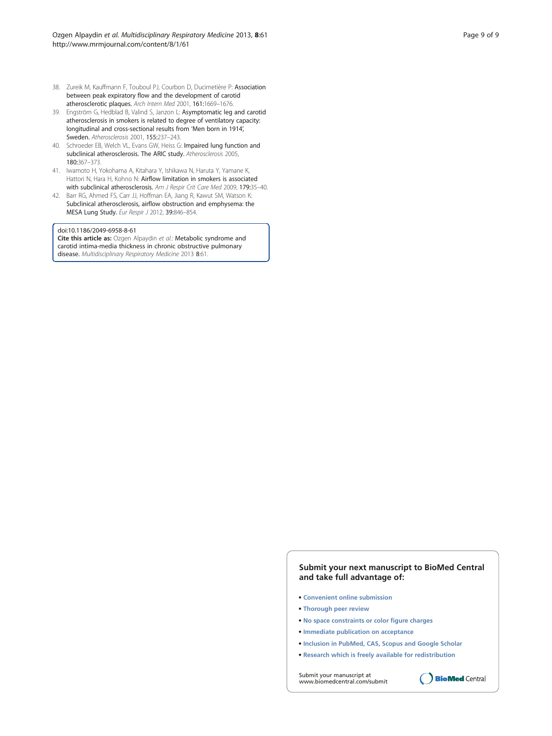38. Zureik M, Kauffmann F, Touboul PJ, Courbon D, Ducimetière P: **Association between peak expiratory flow and the development of carotid atherosclerotic plaques.** *Arch Intern Med* 2001, **161:**1669–1676.
39. Engström G, Hedblad B, Valind S, Janzon L: **Asymptomatic leg and carotid atherosclerosis in smokers is related to degree of ventilatory capacity: longitudinal and cross-sectional results from 'Men born in 1914', Sweden.** *Atherosclerosis* 2001, **155:**237–243.
40. Schroeder EB, Welch VL, Evans GW, Heiss G: **Impaired lung function and subclinical atherosclerosis. The ARIC study.** *Atherosclerosis* 2005, **180:**367–373.
41. Iwamoto H, Yokohama A, Kitahara Y, Ishikawa N, Haruta Y, Yamane K, Hattori N, Hara H, Kohno N: **Airflow limitation in smokers is associated with subclinical atherosclerosis.** *Am J Respir Crit Care Med* 2009, **179:**35–40.
42. Barr RG, Ahmed FS, Carr JJ, Hoffman EA, Jiang R, Kawut SM, Watson K: **Subclinical atherosclerosis, airflow obstruction and emphysema: the MESA Lung Study.** *Eur Respir J* 2012, **39:**846–854.

doi:10.1186/2049-6958-8-61
**Cite this article as:** Ozgen Alpaydin *et al.*: **Metabolic syndrome and carotid intima-media thickness in chronic obstructive pulmonary disease.** *Multidisciplinary Respiratory Medicine* 2013 **8**:61.

**Submit your next manuscript to BioMed Central and take full advantage of:**

- **Convenient online submission**
- **Thorough peer review**
- **No space constraints or color figure charges**
- **Immediate publication on acceptance**
- **Inclusion in PubMed, CAS, Scopus and Google Scholar**
- **Research which is freely available for redistribution**

Submit your manuscript at www.biomedcentral.com/submit

BioMed Central